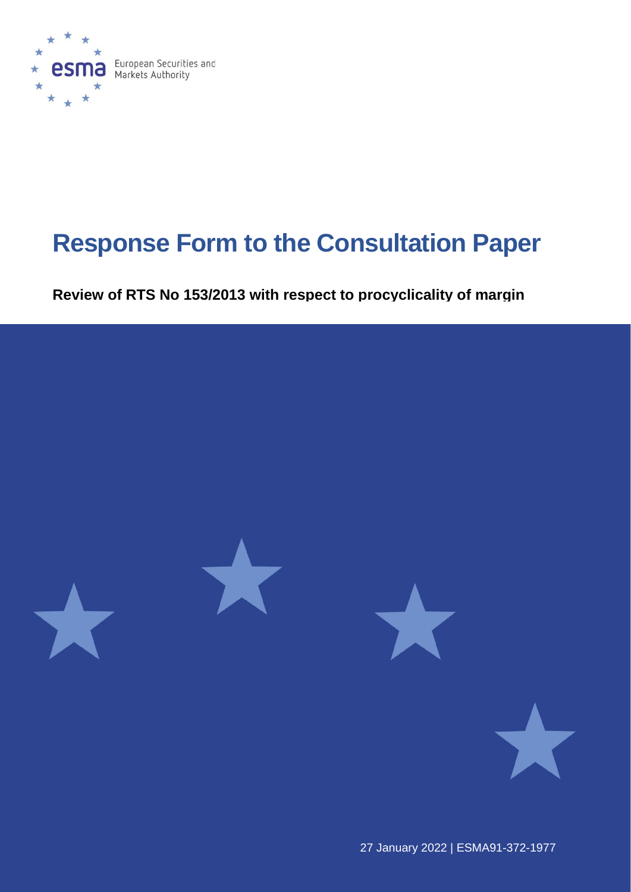European Securities and Markets Authority

# Response Form to the Consultation Paper

**Review of RTS No 153/2013 with respect to procyclicality of margin**

27 January 2022 | ESMA91-372-1977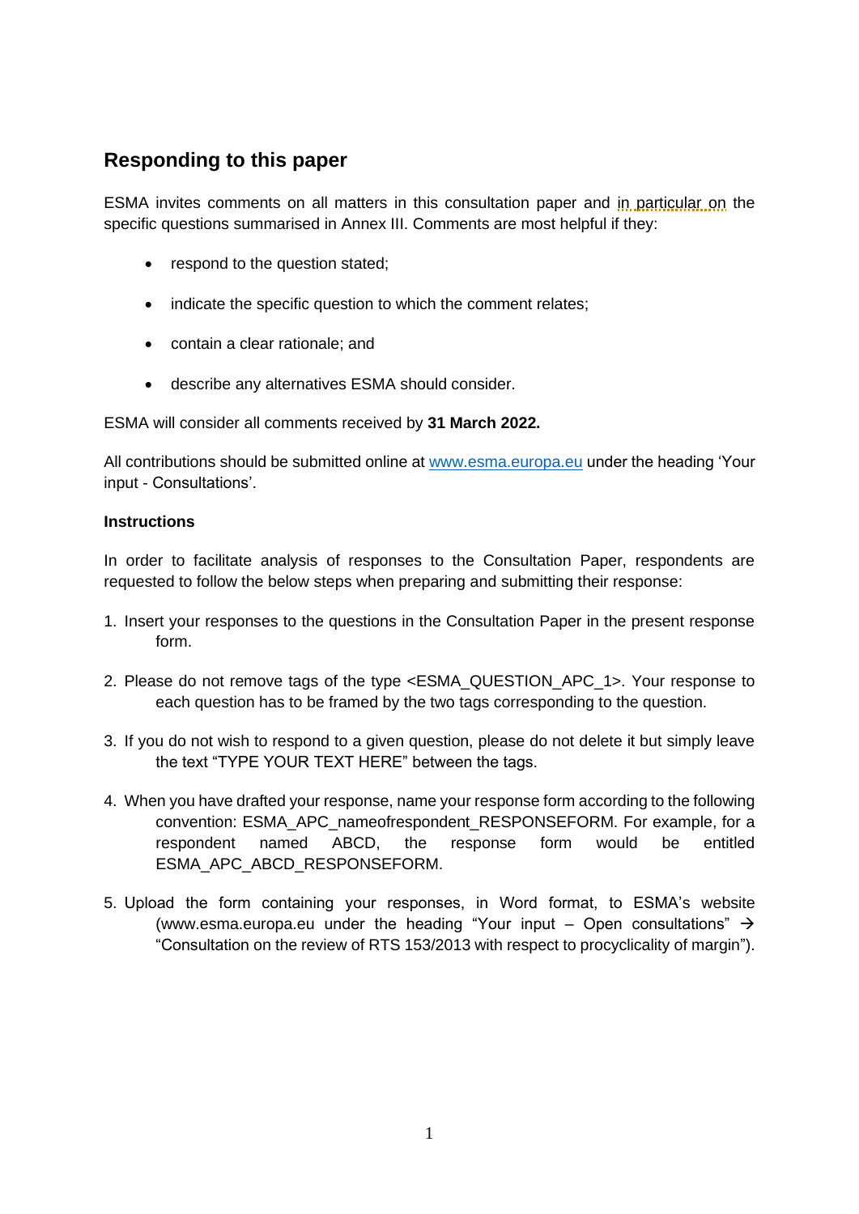## Responding to this paper

ESMA invites comments on all matters in this consultation paper and in particular on the specific questions summarised in Annex III. Comments are most helpful if they:

- respond to the question stated;
- indicate the specific question to which the comment relates;
- contain a clear rationale; and
- describe any alternatives ESMA should consider.

ESMA will consider all comments received by **31 March 2022.**

All contributions should be submitted online at [www.esma.europa.eu](http://www.esma.europa.eu) under the heading 'Your input - Consultations'.

**Instructions**

In order to facilitate analysis of responses to the Consultation Paper, respondents are requested to follow the below steps when preparing and submitting their response:

1. Insert your responses to the questions in the Consultation Paper in the present response form.
2. Please do not remove tags of the type <ESMA_QUESTION_APC_1>. Your response to each question has to be framed by the two tags corresponding to the question.
3. If you do not wish to respond to a given question, please do not delete it but simply leave the text "TYPE YOUR TEXT HERE" between the tags.
4. When you have drafted your response, name your response form according to the following convention: ESMA_APC_nameofrespondent_RESPONSEFORM. For example, for a respondent named ABCD, the response form would be entitled ESMA_APC_ABCD_RESPONSEFORM.
5. Upload the form containing your responses, in Word format, to ESMA's website (www.esma.europa.eu under the heading "Your input – Open consultations" → "Consultation on the review of RTS 153/2013 with respect to procyclicality of margin").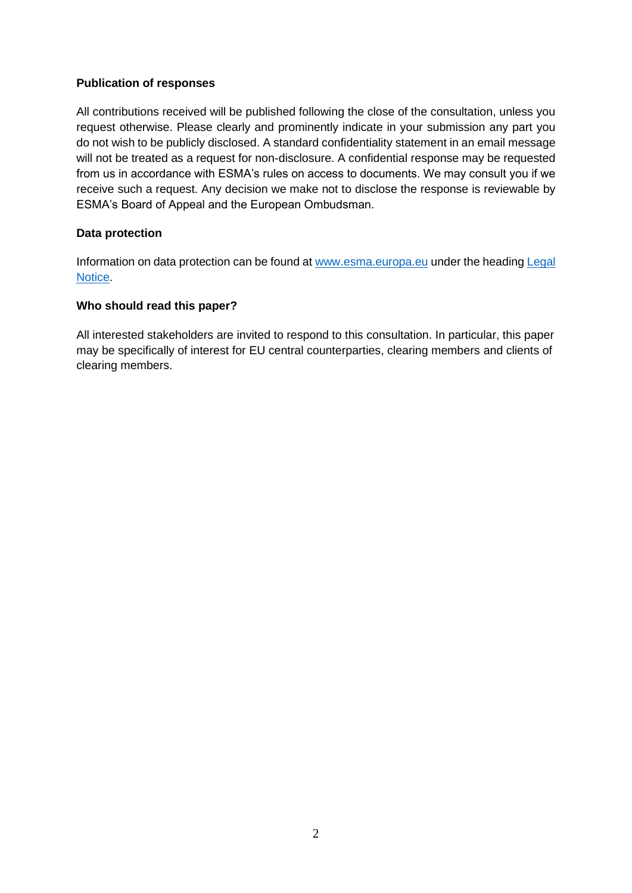**Publication of responses**

All contributions received will be published following the close of the consultation, unless you request otherwise. Please clearly and prominently indicate in your submission any part you do not wish to be publicly disclosed. A standard confidentiality statement in an email message will not be treated as a request for non-disclosure. A confidential response may be requested from us in accordance with ESMA's rules on access to documents. We may consult you if we receive such a request. Any decision we make not to disclose the response is reviewable by ESMA's Board of Appeal and the European Ombudsman.

**Data protection**

Information on data protection can be found at [www.esma.europa.eu](www.esma.europa.eu) under the heading [Legal Notice](Legal Notice).

**Who should read this paper?**

All interested stakeholders are invited to respond to this consultation. In particular, this paper may be specifically of interest for EU central counterparties, clearing members and clients of clearing members.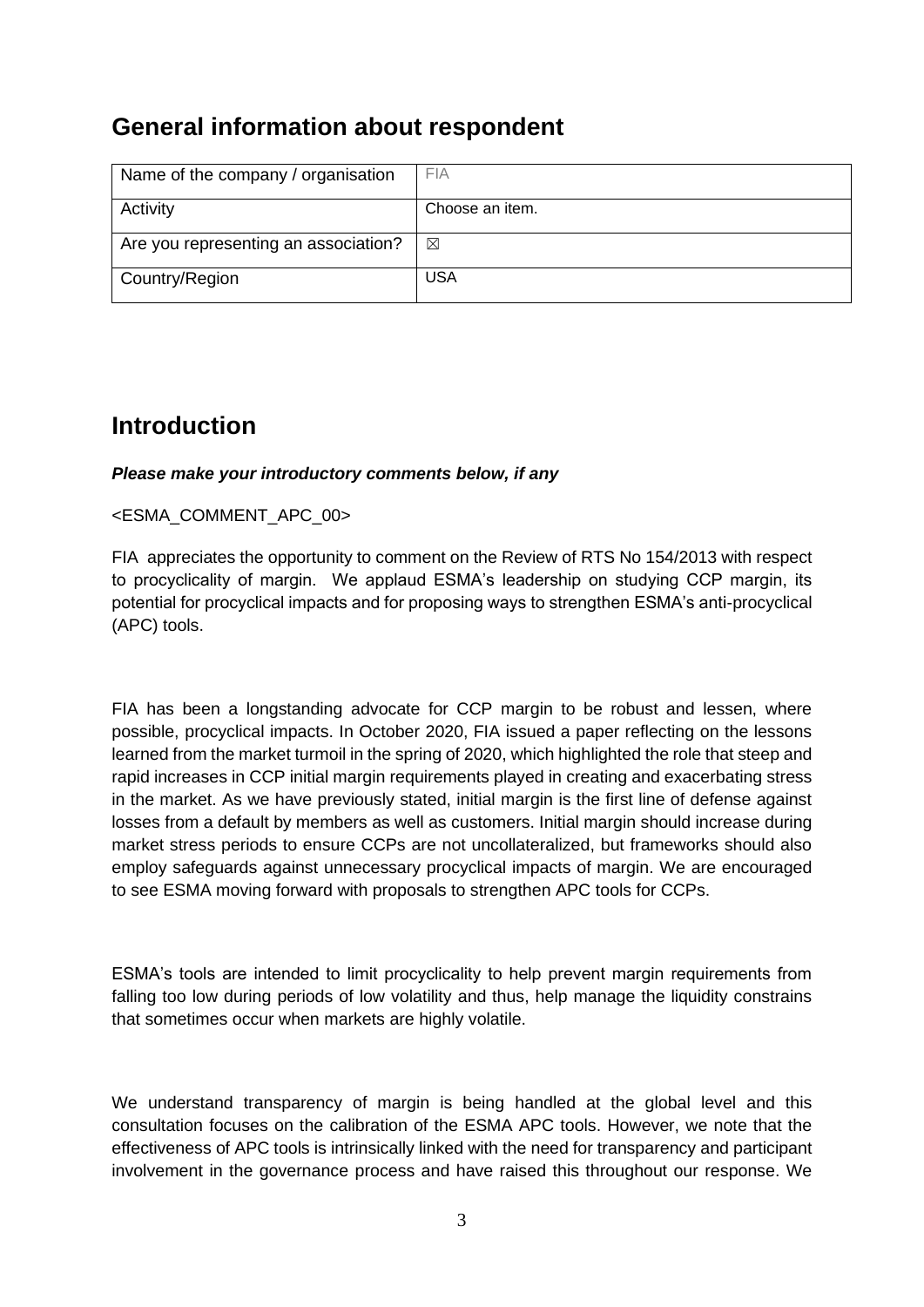## General information about respondent

| Name of the company / organisation | FIA |
| --- | --- |
| Activity | Choose an item. |
| Are you representing an association? | ☒ |
| Country/Region | USA |

## Introduction

***Please make your introductory comments below, if any***

<ESMA_COMMENT_APC_00>

FIA appreciates the opportunity to comment on the Review of RTS No 154/2013 with respect to procyclicality of margin. We applaud ESMA's leadership on studying CCP margin, its potential for procyclical impacts and for proposing ways to strengthen ESMA's anti-procyclical (APC) tools.

FIA has been a longstanding advocate for CCP margin to be robust and lessen, where possible, procyclical impacts. In October 2020, FIA issued a paper reflecting on the lessons learned from the market turmoil in the spring of 2020, which highlighted the role that steep and rapid increases in CCP initial margin requirements played in creating and exacerbating stress in the market. As we have previously stated, initial margin is the first line of defense against losses from a default by members as well as customers. Initial margin should increase during market stress periods to ensure CCPs are not uncollateralized, but frameworks should also employ safeguards against unnecessary procyclical impacts of margin. We are encouraged to see ESMA moving forward with proposals to strengthen APC tools for CCPs.

ESMA's tools are intended to limit procyclicality to help prevent margin requirements from falling too low during periods of low volatility and thus, help manage the liquidity constrains that sometimes occur when markets are highly volatile.

We understand transparency of margin is being handled at the global level and this consultation focuses on the calibration of the ESMA APC tools. However, we note that the effectiveness of APC tools is intrinsically linked with the need for transparency and participant involvement in the governance process and have raised this throughout our response. We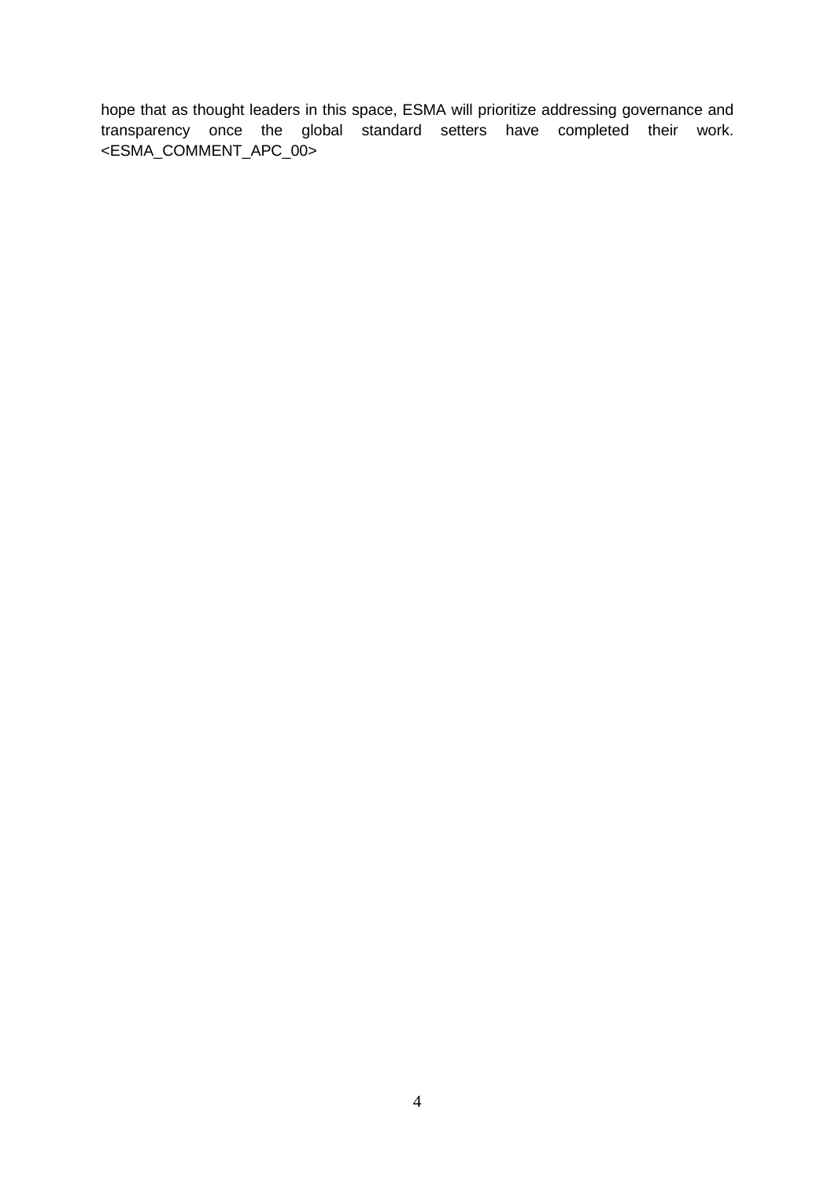hope that as thought leaders in this space, ESMA will prioritize addressing governance and transparency once the global standard setters have completed their work. <ESMA_COMMENT_APC_00>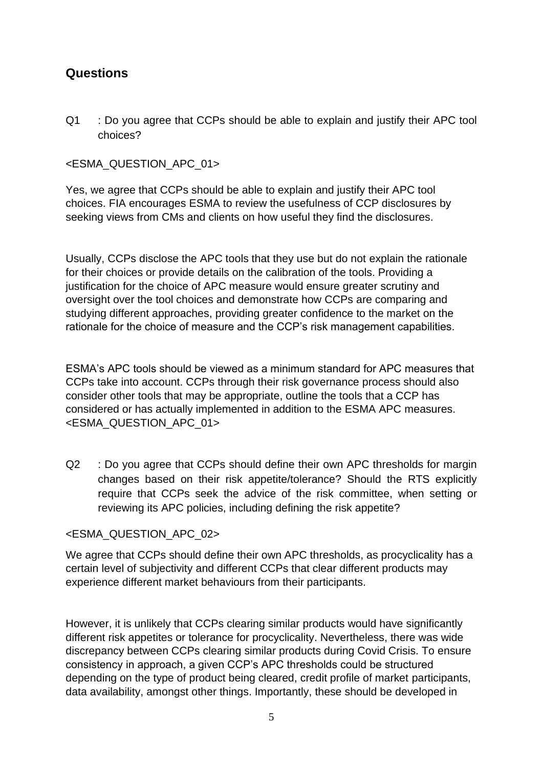## Questions

Q1 : Do you agree that CCPs should be able to explain and justify their APC tool choices?

<ESMA_QUESTION_APC_01>

Yes, we agree that CCPs should be able to explain and justify their APC tool choices. FIA encourages ESMA to review the usefulness of CCP disclosures by seeking views from CMs and clients on how useful they find the disclosures.

Usually, CCPs disclose the APC tools that they use but do not explain the rationale for their choices or provide details on the calibration of the tools. Providing a justification for the choice of APC measure would ensure greater scrutiny and oversight over the tool choices and demonstrate how CCPs are comparing and studying different approaches, providing greater confidence to the market on the rationale for the choice of measure and the CCP's risk management capabilities.

ESMA's APC tools should be viewed as a minimum standard for APC measures that CCPs take into account. CCPs through their risk governance process should also consider other tools that may be appropriate, outline the tools that a CCP has considered or has actually implemented in addition to the ESMA APC measures.
<ESMA_QUESTION_APC_01>

Q2 : Do you agree that CCPs should define their own APC thresholds for margin changes based on their risk appetite/tolerance? Should the RTS explicitly require that CCPs seek the advice of the risk committee, when setting or reviewing its APC policies, including defining the risk appetite?

<ESMA_QUESTION_APC_02>

We agree that CCPs should define their own APC thresholds, as procyclicality has a certain level of subjectivity and different CCPs that clear different products may experience different market behaviours from their participants.

However, it is unlikely that CCPs clearing similar products would have significantly different risk appetites or tolerance for procyclicality. Nevertheless, there was wide discrepancy between CCPs clearing similar products during Covid Crisis. To ensure consistency in approach, a given CCP's APC thresholds could be structured depending on the type of product being cleared, credit profile of market participants, data availability, amongst other things. Importantly, these should be developed in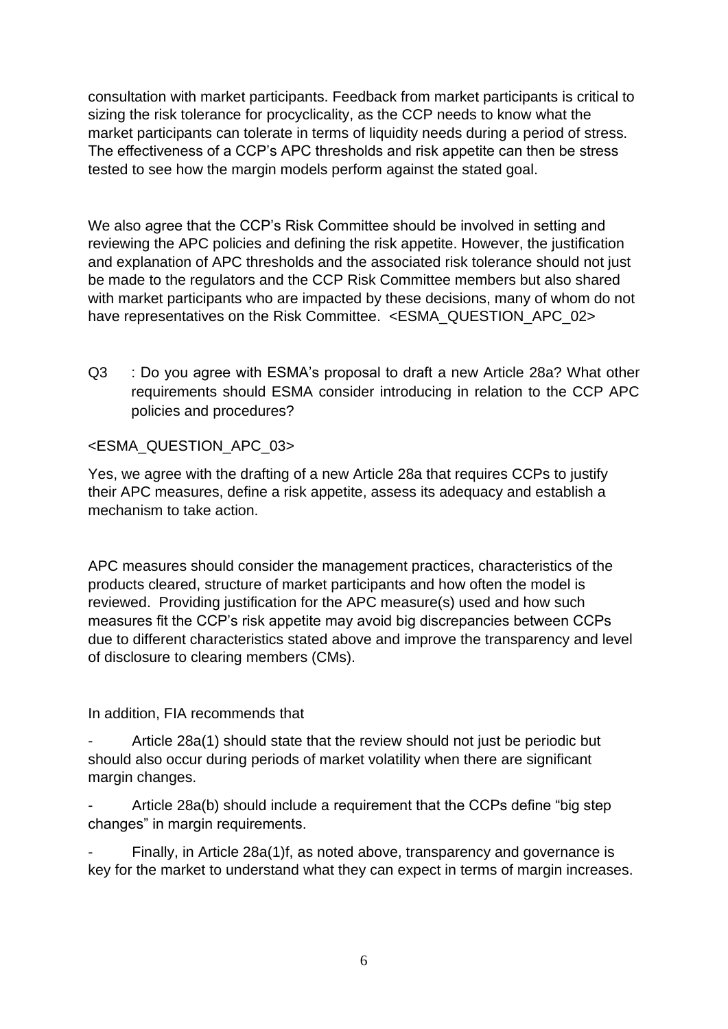consultation with market participants. Feedback from market participants is critical to sizing the risk tolerance for procyclicality, as the CCP needs to know what the market participants can tolerate in terms of liquidity needs during a period of stress. The effectiveness of a CCP's APC thresholds and risk appetite can then be stress tested to see how the margin models perform against the stated goal.

We also agree that the CCP's Risk Committee should be involved in setting and reviewing the APC policies and defining the risk appetite. However, the justification and explanation of APC thresholds and the associated risk tolerance should not just be made to the regulators and the CCP Risk Committee members but also shared with market participants who are impacted by these decisions, many of whom do not have representatives on the Risk Committee. <ESMA_QUESTION_APC_02>

Q3 : Do you agree with ESMA's proposal to draft a new Article 28a? What other requirements should ESMA consider introducing in relation to the CCP APC policies and procedures?

<ESMA_QUESTION_APC_03>

Yes, we agree with the drafting of a new Article 28a that requires CCPs to justify their APC measures, define a risk appetite, assess its adequacy and establish a mechanism to take action.

APC measures should consider the management practices, characteristics of the products cleared, structure of market participants and how often the model is reviewed. Providing justification for the APC measure(s) used and how such measures fit the CCP's risk appetite may avoid big discrepancies between CCPs due to different characteristics stated above and improve the transparency and level of disclosure to clearing members (CMs).

In addition, FIA recommends that

- Article 28a(1) should state that the review should not just be periodic but should also occur during periods of market volatility when there are significant margin changes.
- Article 28a(b) should include a requirement that the CCPs define "big step changes" in margin requirements.
- Finally, in Article 28a(1)f, as noted above, transparency and governance is key for the market to understand what they can expect in terms of margin increases.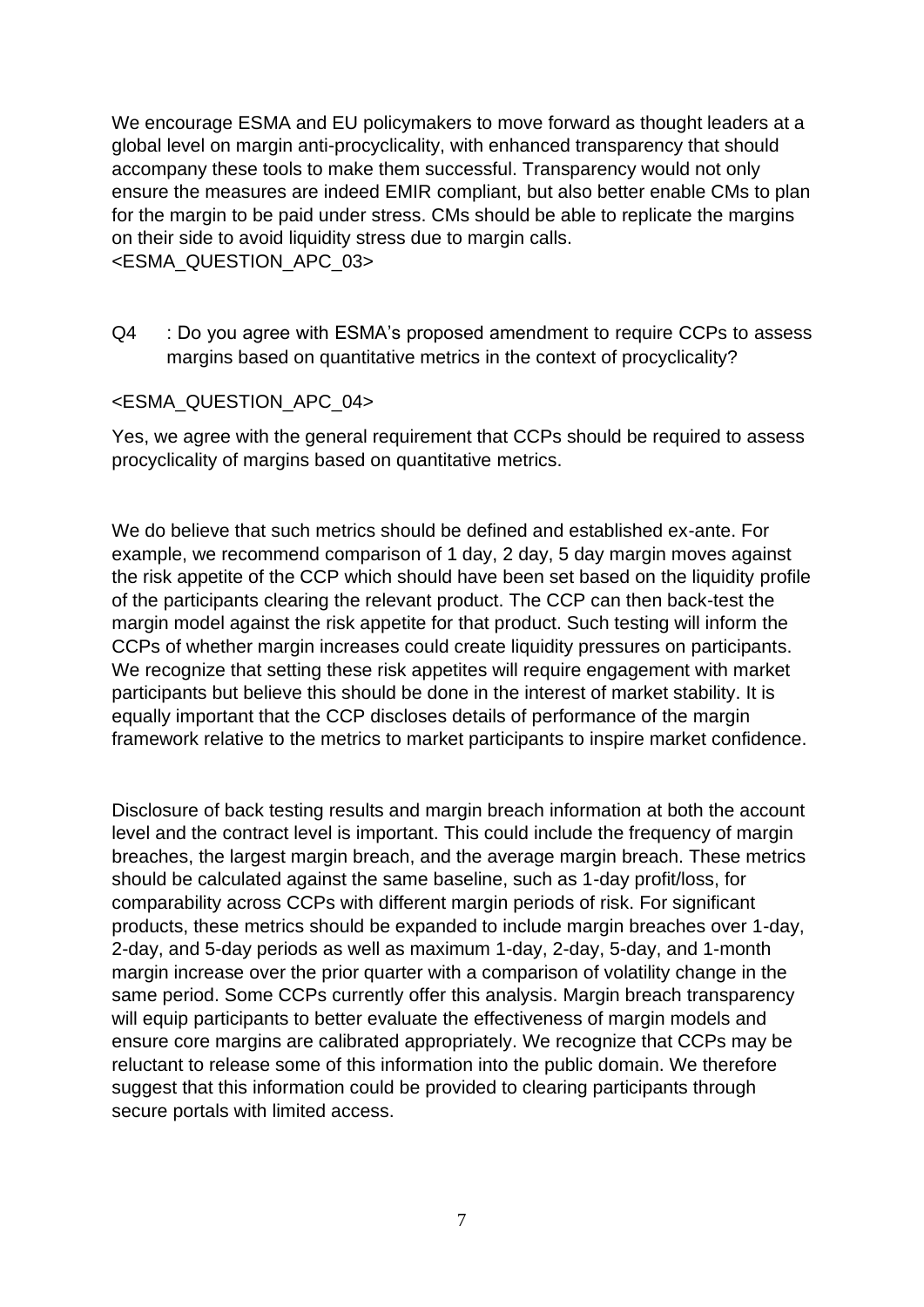We encourage ESMA and EU policymakers to move forward as thought leaders at a global level on margin anti-procyclicality, with enhanced transparency that should accompany these tools to make them successful. Transparency would not only ensure the measures are indeed EMIR compliant, but also better enable CMs to plan for the margin to be paid under stress. CMs should be able to replicate the margins on their side to avoid liquidity stress due to margin calls.
<ESMA_QUESTION_APC_03>

Q4 : Do you agree with ESMA's proposed amendment to require CCPs to assess margins based on quantitative metrics in the context of procyclicality?

<ESMA_QUESTION_APC_04>

Yes, we agree with the general requirement that CCPs should be required to assess procyclicality of margins based on quantitative metrics.

We do believe that such metrics should be defined and established ex-ante. For example, we recommend comparison of 1 day, 2 day, 5 day margin moves against the risk appetite of the CCP which should have been set based on the liquidity profile of the participants clearing the relevant product. The CCP can then back-test the margin model against the risk appetite for that product. Such testing will inform the CCPs of whether margin increases could create liquidity pressures on participants. We recognize that setting these risk appetites will require engagement with market participants but believe this should be done in the interest of market stability. It is equally important that the CCP discloses details of performance of the margin framework relative to the metrics to market participants to inspire market confidence.

Disclosure of back testing results and margin breach information at both the account level and the contract level is important. This could include the frequency of margin breaches, the largest margin breach, and the average margin breach. These metrics should be calculated against the same baseline, such as 1-day profit/loss, for comparability across CCPs with different margin periods of risk. For significant products, these metrics should be expanded to include margin breaches over 1-day, 2-day, and 5-day periods as well as maximum 1-day, 2-day, 5-day, and 1-month margin increase over the prior quarter with a comparison of volatility change in the same period. Some CCPs currently offer this analysis. Margin breach transparency will equip participants to better evaluate the effectiveness of margin models and ensure core margins are calibrated appropriately. We recognize that CCPs may be reluctant to release some of this information into the public domain. We therefore suggest that this information could be provided to clearing participants through secure portals with limited access.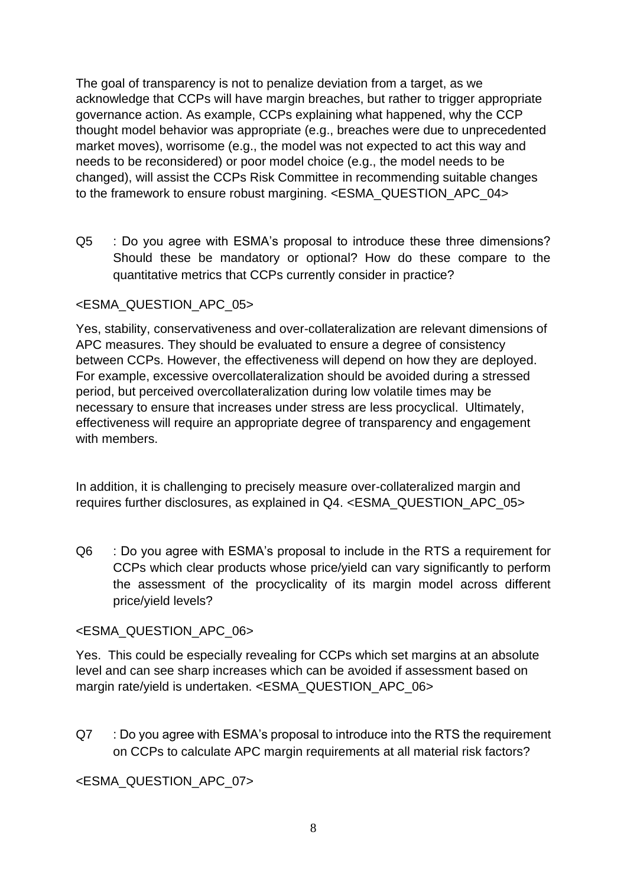The goal of transparency is not to penalize deviation from a target, as we acknowledge that CCPs will have margin breaches, but rather to trigger appropriate governance action. As example, CCPs explaining what happened, why the CCP thought model behavior was appropriate (e.g., breaches were due to unprecedented market moves), worrisome (e.g., the model was not expected to act this way and needs to be reconsidered) or poor model choice (e.g., the model needs to be changed), will assist the CCPs Risk Committee in recommending suitable changes to the framework to ensure robust margining. <ESMA_QUESTION_APC_04>

Q5 : Do you agree with ESMA's proposal to introduce these three dimensions? Should these be mandatory or optional? How do these compare to the quantitative metrics that CCPs currently consider in practice?

<ESMA_QUESTION_APC_05>

Yes, stability, conservativeness and over-collateralization are relevant dimensions of APC measures. They should be evaluated to ensure a degree of consistency between CCPs. However, the effectiveness will depend on how they are deployed. For example, excessive overcollateralization should be avoided during a stressed period, but perceived overcollateralization during low volatile times may be necessary to ensure that increases under stress are less procyclical. Ultimately, effectiveness will require an appropriate degree of transparency and engagement with members.

In addition, it is challenging to precisely measure over-collateralized margin and requires further disclosures, as explained in Q4. <ESMA_QUESTION_APC_05>

Q6 : Do you agree with ESMA's proposal to include in the RTS a requirement for CCPs which clear products whose price/yield can vary significantly to perform the assessment of the procyclicality of its margin model across different price/yield levels?

<ESMA_QUESTION_APC_06>

Yes. This could be especially revealing for CCPs which set margins at an absolute level and can see sharp increases which can be avoided if assessment based on margin rate/yield is undertaken. <ESMA_QUESTION_APC_06>

Q7 : Do you agree with ESMA's proposal to introduce into the RTS the requirement on CCPs to calculate APC margin requirements at all material risk factors?

<ESMA_QUESTION_APC_07>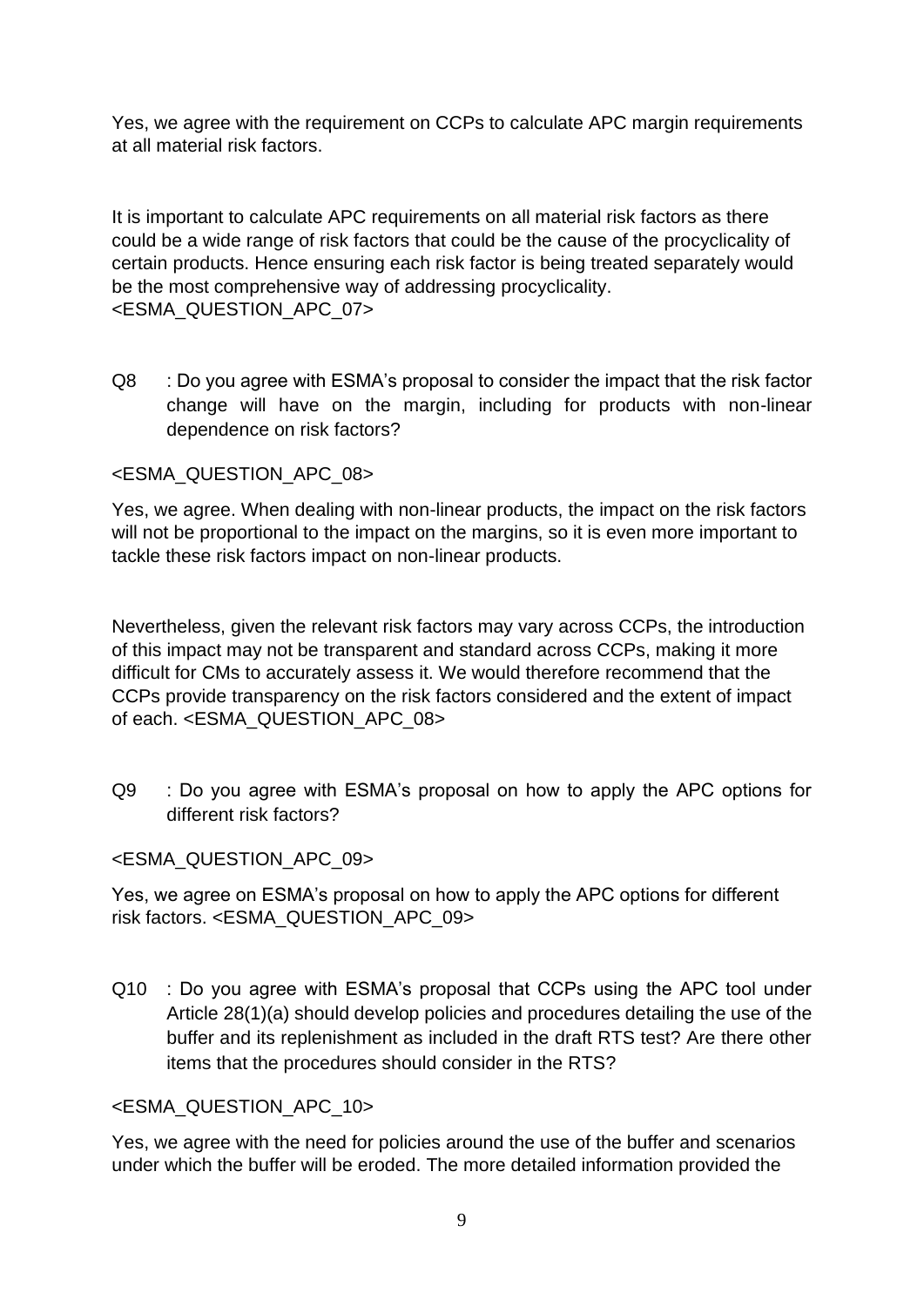Yes, we agree with the requirement on CCPs to calculate APC margin requirements at all material risk factors.

It is important to calculate APC requirements on all material risk factors as there could be a wide range of risk factors that could be the cause of the procyclicality of certain products. Hence ensuring each risk factor is being treated separately would be the most comprehensive way of addressing procyclicality. <ESMA_QUESTION_APC_07>

Q8 : Do you agree with ESMA's proposal to consider the impact that the risk factor change will have on the margin, including for products with non-linear dependence on risk factors?

<ESMA_QUESTION_APC_08>

Yes, we agree. When dealing with non-linear products, the impact on the risk factors will not be proportional to the impact on the margins, so it is even more important to tackle these risk factors impact on non-linear products.

Nevertheless, given the relevant risk factors may vary across CCPs, the introduction of this impact may not be transparent and standard across CCPs, making it more difficult for CMs to accurately assess it. We would therefore recommend that the CCPs provide transparency on the risk factors considered and the extent of impact of each. <ESMA_QUESTION_APC_08>

Q9 : Do you agree with ESMA's proposal on how to apply the APC options for different risk factors?

<ESMA_QUESTION_APC_09>

Yes, we agree on ESMA's proposal on how to apply the APC options for different risk factors. <ESMA_QUESTION_APC_09>

Q10 : Do you agree with ESMA's proposal that CCPs using the APC tool under Article 28(1)(a) should develop policies and procedures detailing the use of the buffer and its replenishment as included in the draft RTS test? Are there other items that the procedures should consider in the RTS?

<ESMA_QUESTION_APC_10>

Yes, we agree with the need for policies around the use of the buffer and scenarios under which the buffer will be eroded. The more detailed information provided the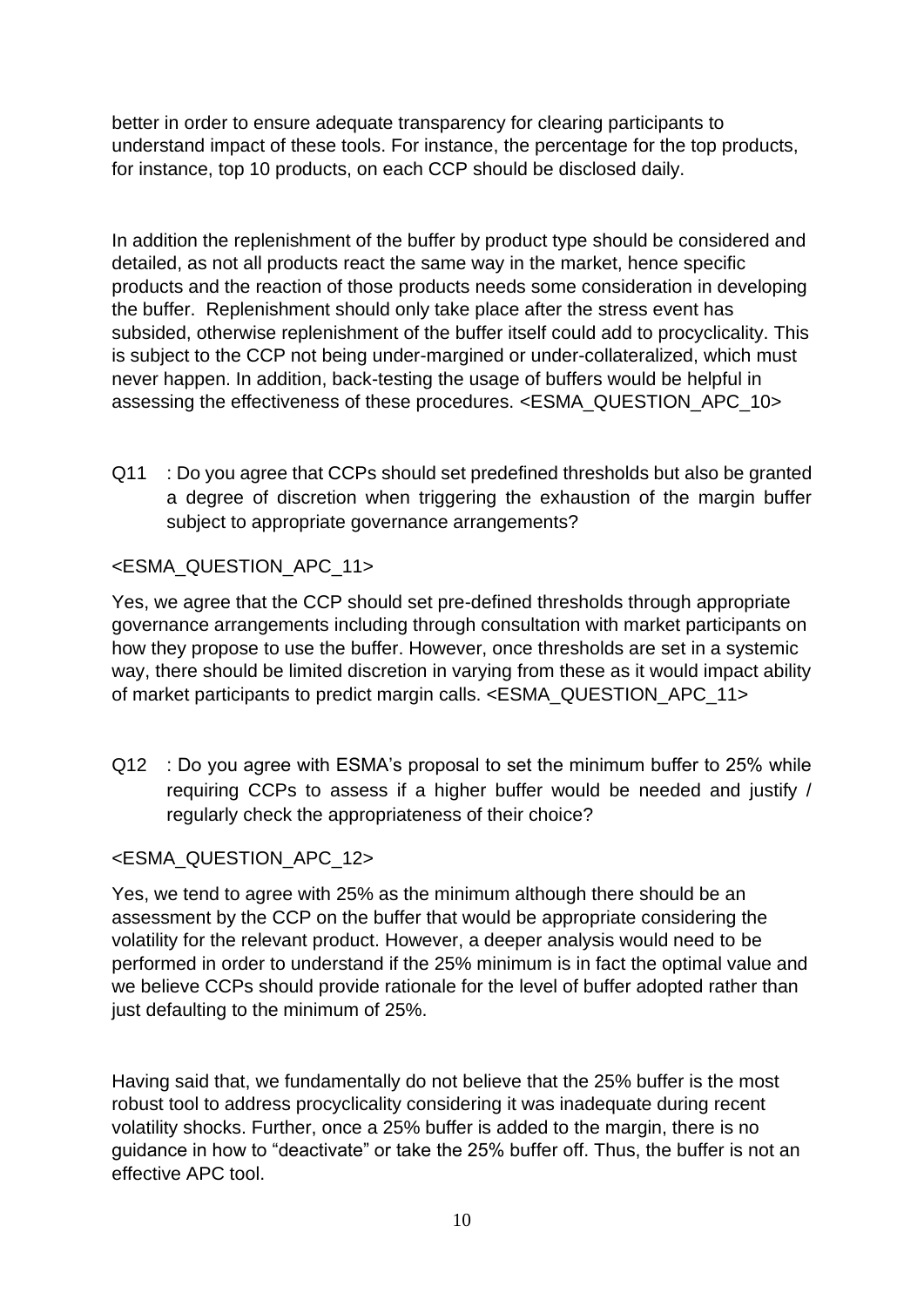better in order to ensure adequate transparency for clearing participants to understand impact of these tools. For instance, the percentage for the top products, for instance, top 10 products, on each CCP should be disclosed daily.

In addition the replenishment of the buffer by product type should be considered and detailed, as not all products react the same way in the market, hence specific products and the reaction of those products needs some consideration in developing the buffer. Replenishment should only take place after the stress event has subsided, otherwise replenishment of the buffer itself could add to procyclicality. This is subject to the CCP not being under-margined or under-collateralized, which must never happen. In addition, back-testing the usage of buffers would be helpful in assessing the effectiveness of these procedures. <ESMA_QUESTION_APC_10>

Q11 : Do you agree that CCPs should set predefined thresholds but also be granted a degree of discretion when triggering the exhaustion of the margin buffer subject to appropriate governance arrangements?

<ESMA_QUESTION_APC_11>

Yes, we agree that the CCP should set pre-defined thresholds through appropriate governance arrangements including through consultation with market participants on how they propose to use the buffer. However, once thresholds are set in a systemic way, there should be limited discretion in varying from these as it would impact ability of market participants to predict margin calls. <ESMA_QUESTION_APC_11>

Q12 : Do you agree with ESMA's proposal to set the minimum buffer to 25% while requiring CCPs to assess if a higher buffer would be needed and justify / regularly check the appropriateness of their choice?

<ESMA_QUESTION_APC_12>

Yes, we tend to agree with 25% as the minimum although there should be an assessment by the CCP on the buffer that would be appropriate considering the volatility for the relevant product. However, a deeper analysis would need to be performed in order to understand if the 25% minimum is in fact the optimal value and we believe CCPs should provide rationale for the level of buffer adopted rather than just defaulting to the minimum of 25%.

Having said that, we fundamentally do not believe that the 25% buffer is the most robust tool to address procyclicality considering it was inadequate during recent volatility shocks. Further, once a 25% buffer is added to the margin, there is no guidance in how to "deactivate" or take the 25% buffer off. Thus, the buffer is not an effective APC tool.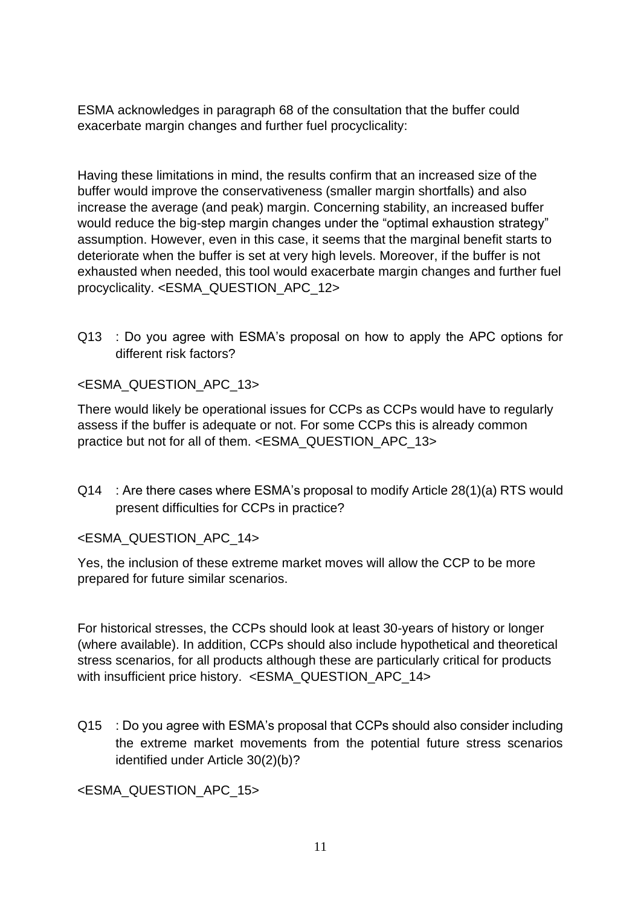ESMA acknowledges in paragraph 68 of the consultation that the buffer could exacerbate margin changes and further fuel procyclicality:

Having these limitations in mind, the results confirm that an increased size of the buffer would improve the conservativeness (smaller margin shortfalls) and also increase the average (and peak) margin. Concerning stability, an increased buffer would reduce the big-step margin changes under the "optimal exhaustion strategy" assumption. However, even in this case, it seems that the marginal benefit starts to deteriorate when the buffer is set at very high levels. Moreover, if the buffer is not exhausted when needed, this tool would exacerbate margin changes and further fuel procyclicality. <ESMA_QUESTION_APC_12>

Q13 : Do you agree with ESMA's proposal on how to apply the APC options for different risk factors?

<ESMA_QUESTION_APC_13>

There would likely be operational issues for CCPs as CCPs would have to regularly assess if the buffer is adequate or not. For some CCPs this is already common practice but not for all of them. <ESMA_QUESTION_APC_13>

Q14 : Are there cases where ESMA's proposal to modify Article 28(1)(a) RTS would present difficulties for CCPs in practice?

<ESMA_QUESTION_APC_14>

Yes, the inclusion of these extreme market moves will allow the CCP to be more prepared for future similar scenarios.

For historical stresses, the CCPs should look at least 30-years of history or longer (where available). In addition, CCPs should also include hypothetical and theoretical stress scenarios, for all products although these are particularly critical for products with insufficient price history. <ESMA_QUESTION_APC_14>

Q15 : Do you agree with ESMA's proposal that CCPs should also consider including the extreme market movements from the potential future stress scenarios identified under Article 30(2)(b)?

<ESMA_QUESTION_APC_15>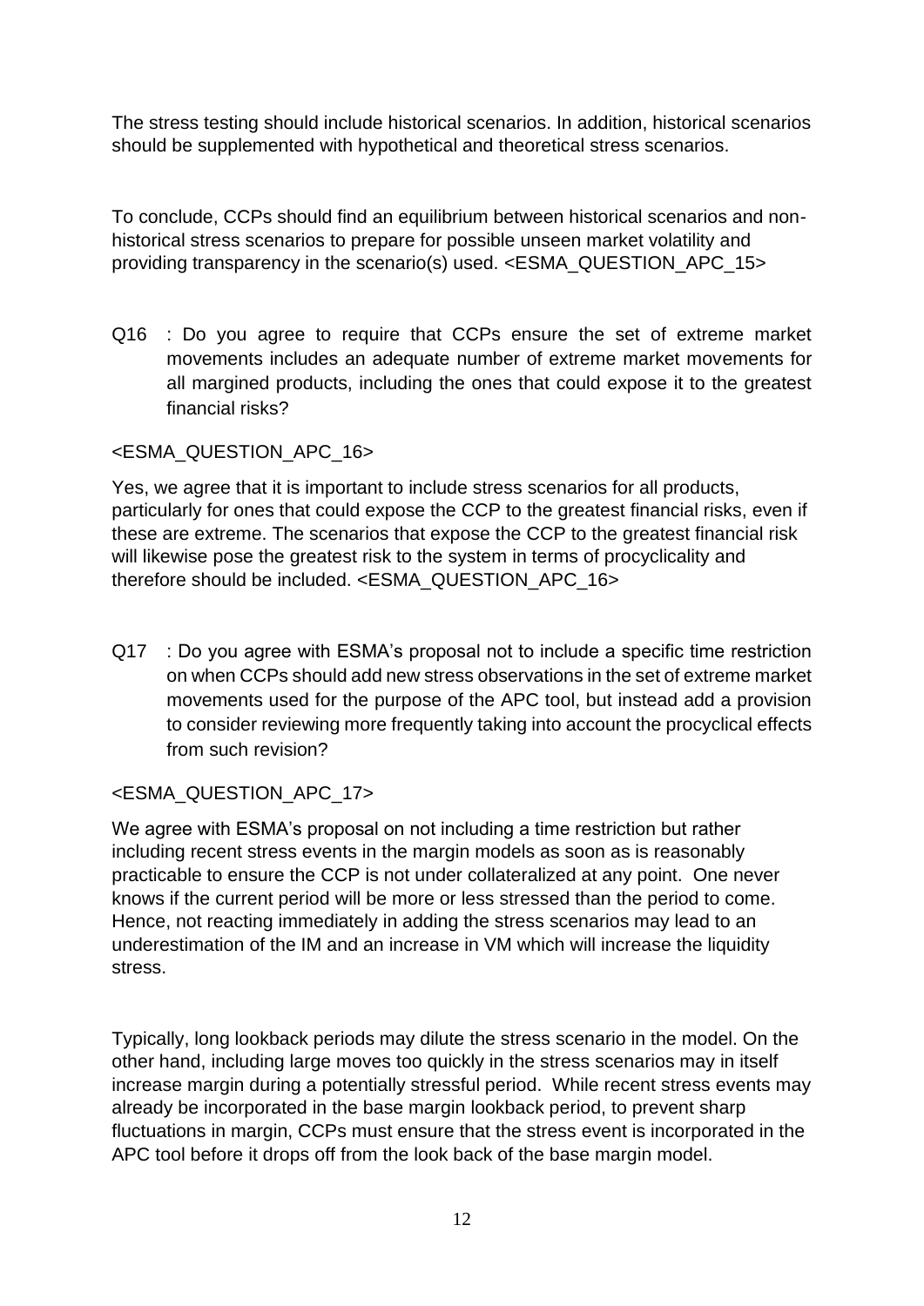The stress testing should include historical scenarios. In addition, historical scenarios should be supplemented with hypothetical and theoretical stress scenarios.

To conclude, CCPs should find an equilibrium between historical scenarios and non-historical stress scenarios to prepare for possible unseen market volatility and providing transparency in the scenario(s) used. <ESMA_QUESTION_APC_15>

Q16 : Do you agree to require that CCPs ensure the set of extreme market movements includes an adequate number of extreme market movements for all margined products, including the ones that could expose it to the greatest financial risks?

<ESMA_QUESTION_APC_16>

Yes, we agree that it is important to include stress scenarios for all products, particularly for ones that could expose the CCP to the greatest financial risks, even if these are extreme. The scenarios that expose the CCP to the greatest financial risk will likewise pose the greatest risk to the system in terms of procyclicality and therefore should be included. <ESMA_QUESTION_APC_16>

Q17 : Do you agree with ESMA's proposal not to include a specific time restriction on when CCPs should add new stress observations in the set of extreme market movements used for the purpose of the APC tool, but instead add a provision to consider reviewing more frequently taking into account the procyclical effects from such revision?

<ESMA_QUESTION_APC_17>

We agree with ESMA's proposal on not including a time restriction but rather including recent stress events in the margin models as soon as is reasonably practicable to ensure the CCP is not under collateralized at any point. One never knows if the current period will be more or less stressed than the period to come. Hence, not reacting immediately in adding the stress scenarios may lead to an underestimation of the IM and an increase in VM which will increase the liquidity stress.

Typically, long lookback periods may dilute the stress scenario in the model. On the other hand, including large moves too quickly in the stress scenarios may in itself increase margin during a potentially stressful period. While recent stress events may already be incorporated in the base margin lookback period, to prevent sharp fluctuations in margin, CCPs must ensure that the stress event is incorporated in the APC tool before it drops off from the look back of the base margin model.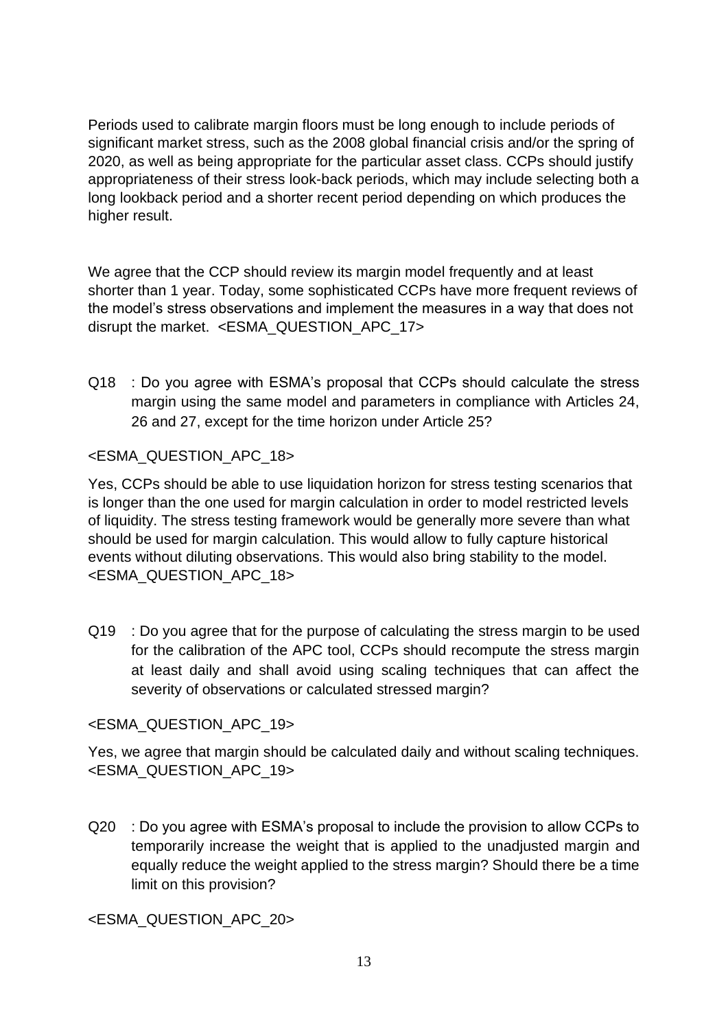Periods used to calibrate margin floors must be long enough to include periods of significant market stress, such as the 2008 global financial crisis and/or the spring of 2020, as well as being appropriate for the particular asset class. CCPs should justify appropriateness of their stress look-back periods, which may include selecting both a long lookback period and a shorter recent period depending on which produces the higher result.

We agree that the CCP should review its margin model frequently and at least shorter than 1 year. Today, some sophisticated CCPs have more frequent reviews of the model's stress observations and implement the measures in a way that does not disrupt the market. <ESMA_QUESTION_APC_17>

Q18 : Do you agree with ESMA's proposal that CCPs should calculate the stress margin using the same model and parameters in compliance with Articles 24, 26 and 27, except for the time horizon under Article 25?

<ESMA_QUESTION_APC_18>

Yes, CCPs should be able to use liquidation horizon for stress testing scenarios that is longer than the one used for margin calculation in order to model restricted levels of liquidity. The stress testing framework would be generally more severe than what should be used for margin calculation. This would allow to fully capture historical events without diluting observations. This would also bring stability to the model. <ESMA_QUESTION_APC_18>

Q19 : Do you agree that for the purpose of calculating the stress margin to be used for the calibration of the APC tool, CCPs should recompute the stress margin at least daily and shall avoid using scaling techniques that can affect the severity of observations or calculated stressed margin?

<ESMA_QUESTION_APC_19>

Yes, we agree that margin should be calculated daily and without scaling techniques. <ESMA_QUESTION_APC_19>

Q20 : Do you agree with ESMA's proposal to include the provision to allow CCPs to temporarily increase the weight that is applied to the unadjusted margin and equally reduce the weight applied to the stress margin? Should there be a time limit on this provision?

<ESMA_QUESTION_APC_20>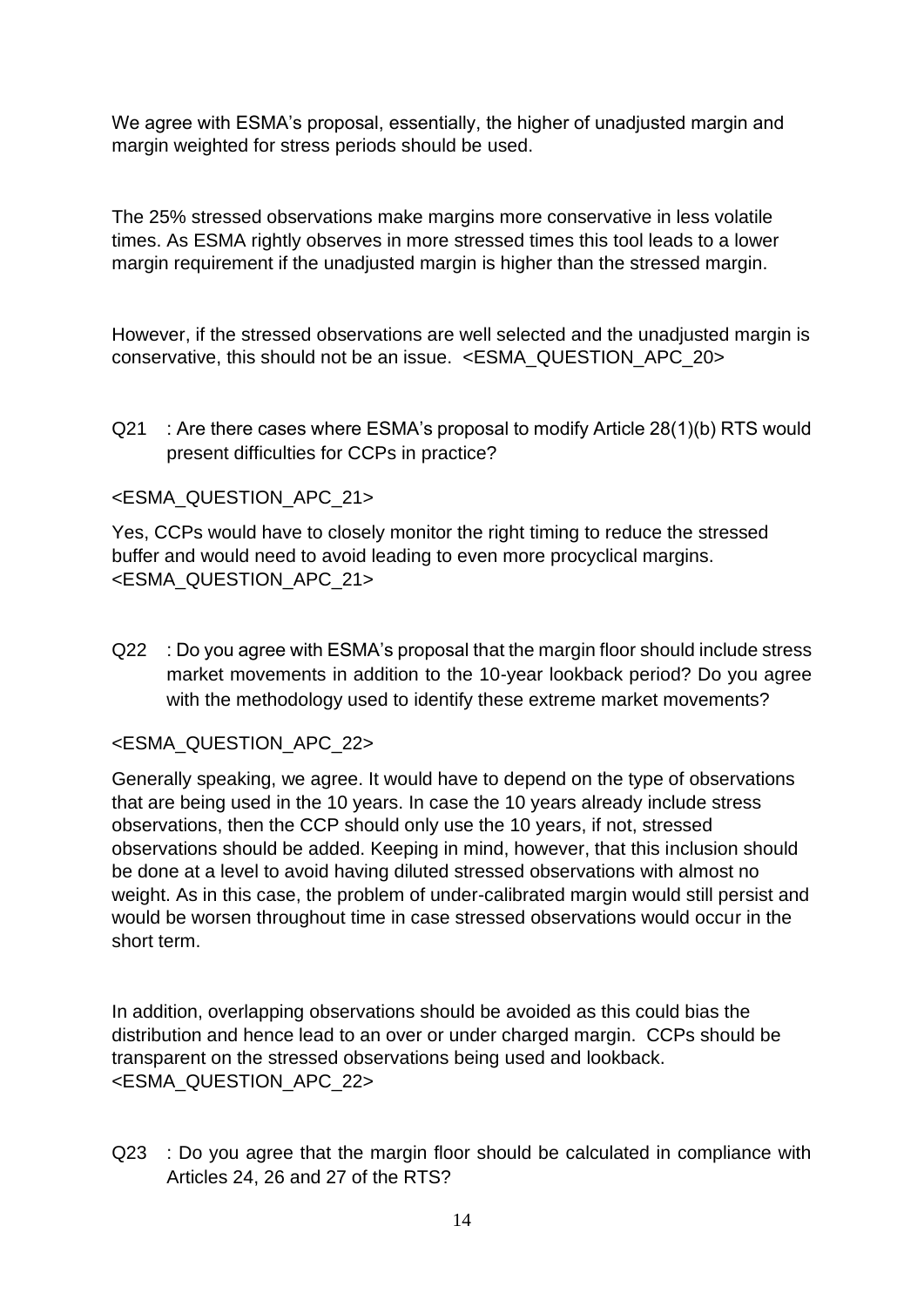We agree with ESMA's proposal, essentially, the higher of unadjusted margin and margin weighted for stress periods should be used.

The 25% stressed observations make margins more conservative in less volatile times. As ESMA rightly observes in more stressed times this tool leads to a lower margin requirement if the unadjusted margin is higher than the stressed margin.

However, if the stressed observations are well selected and the unadjusted margin is conservative, this should not be an issue. <ESMA_QUESTION_APC_20>

Q21 : Are there cases where ESMA's proposal to modify Article 28(1)(b) RTS would present difficulties for CCPs in practice?

<ESMA_QUESTION_APC_21>

Yes, CCPs would have to closely monitor the right timing to reduce the stressed buffer and would need to avoid leading to even more procyclical margins. <ESMA_QUESTION_APC_21>

Q22 : Do you agree with ESMA's proposal that the margin floor should include stress market movements in addition to the 10-year lookback period? Do you agree with the methodology used to identify these extreme market movements?

<ESMA_QUESTION_APC_22>

Generally speaking, we agree. It would have to depend on the type of observations that are being used in the 10 years. In case the 10 years already include stress observations, then the CCP should only use the 10 years, if not, stressed observations should be added. Keeping in mind, however, that this inclusion should be done at a level to avoid having diluted stressed observations with almost no weight. As in this case, the problem of under-calibrated margin would still persist and would be worsen throughout time in case stressed observations would occur in the short term.

In addition, overlapping observations should be avoided as this could bias the distribution and hence lead to an over or under charged margin. CCPs should be transparent on the stressed observations being used and lookback. <ESMA_QUESTION_APC_22>

Q23 : Do you agree that the margin floor should be calculated in compliance with Articles 24, 26 and 27 of the RTS?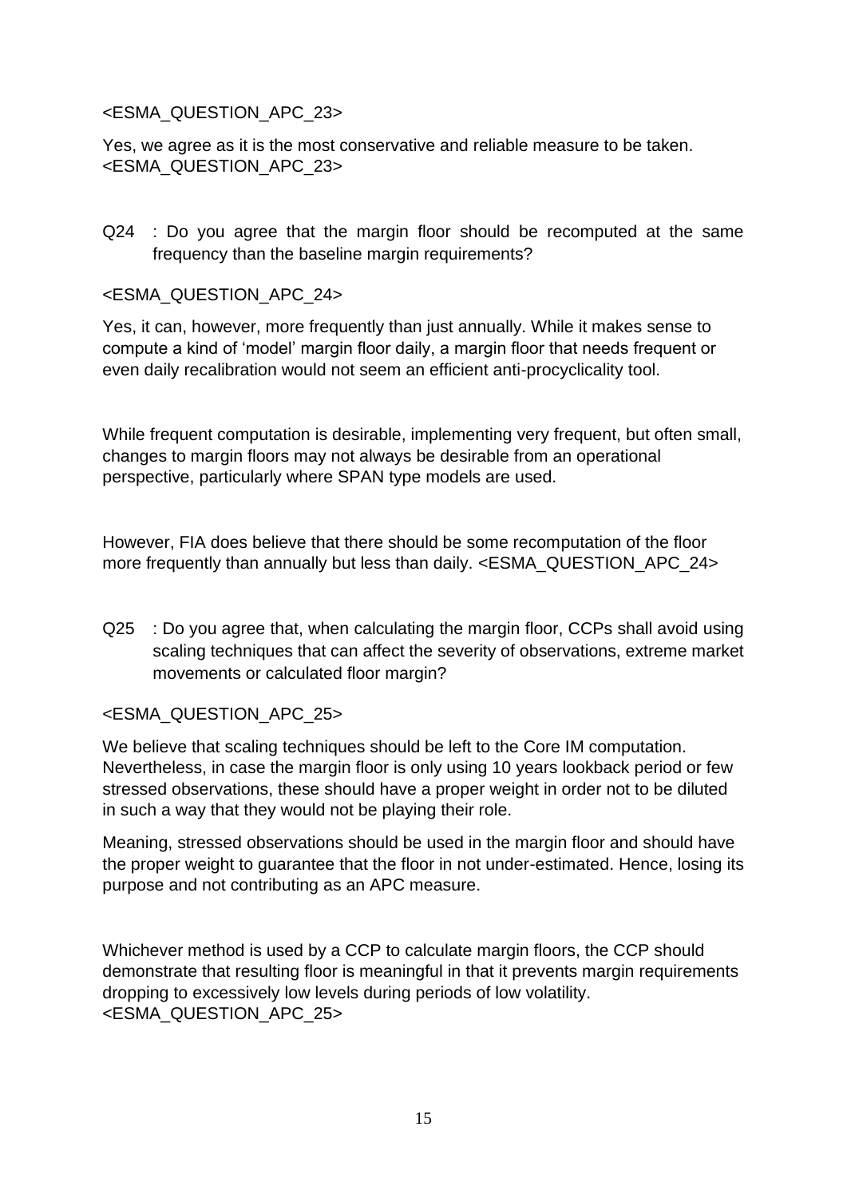<ESMA_QUESTION_APC_23>

Yes, we agree as it is the most conservative and reliable measure to be taken. <ESMA_QUESTION_APC_23>

Q24 : Do you agree that the margin floor should be recomputed at the same frequency than the baseline margin requirements?

<ESMA_QUESTION_APC_24>

Yes, it can, however, more frequently than just annually. While it makes sense to compute a kind of 'model' margin floor daily, a margin floor that needs frequent or even daily recalibration would not seem an efficient anti-procyclicality tool.

While frequent computation is desirable, implementing very frequent, but often small, changes to margin floors may not always be desirable from an operational perspective, particularly where SPAN type models are used.

However, FIA does believe that there should be some recomputation of the floor more frequently than annually but less than daily. <ESMA_QUESTION_APC_24>

Q25 : Do you agree that, when calculating the margin floor, CCPs shall avoid using scaling techniques that can affect the severity of observations, extreme market movements or calculated floor margin?

<ESMA_QUESTION_APC_25>

We believe that scaling techniques should be left to the Core IM computation. Nevertheless, in case the margin floor is only using 10 years lookback period or few stressed observations, these should have a proper weight in order not to be diluted in such a way that they would not be playing their role.

Meaning, stressed observations should be used in the margin floor and should have the proper weight to guarantee that the floor in not under-estimated. Hence, losing its purpose and not contributing as an APC measure.

Whichever method is used by a CCP to calculate margin floors, the CCP should demonstrate that resulting floor is meaningful in that it prevents margin requirements dropping to excessively low levels during periods of low volatility. <ESMA_QUESTION_APC_25>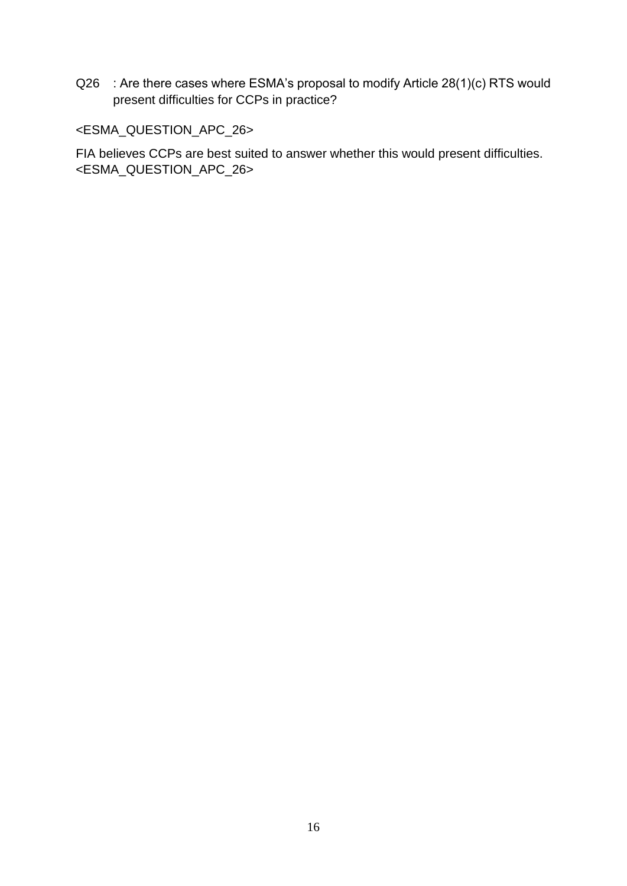Q26 : Are there cases where ESMA's proposal to modify Article 28(1)(c) RTS would present difficulties for CCPs in practice?

<ESMA_QUESTION_APC_26>

FIA believes CCPs are best suited to answer whether this would present difficulties.
<ESMA_QUESTION_APC_26>